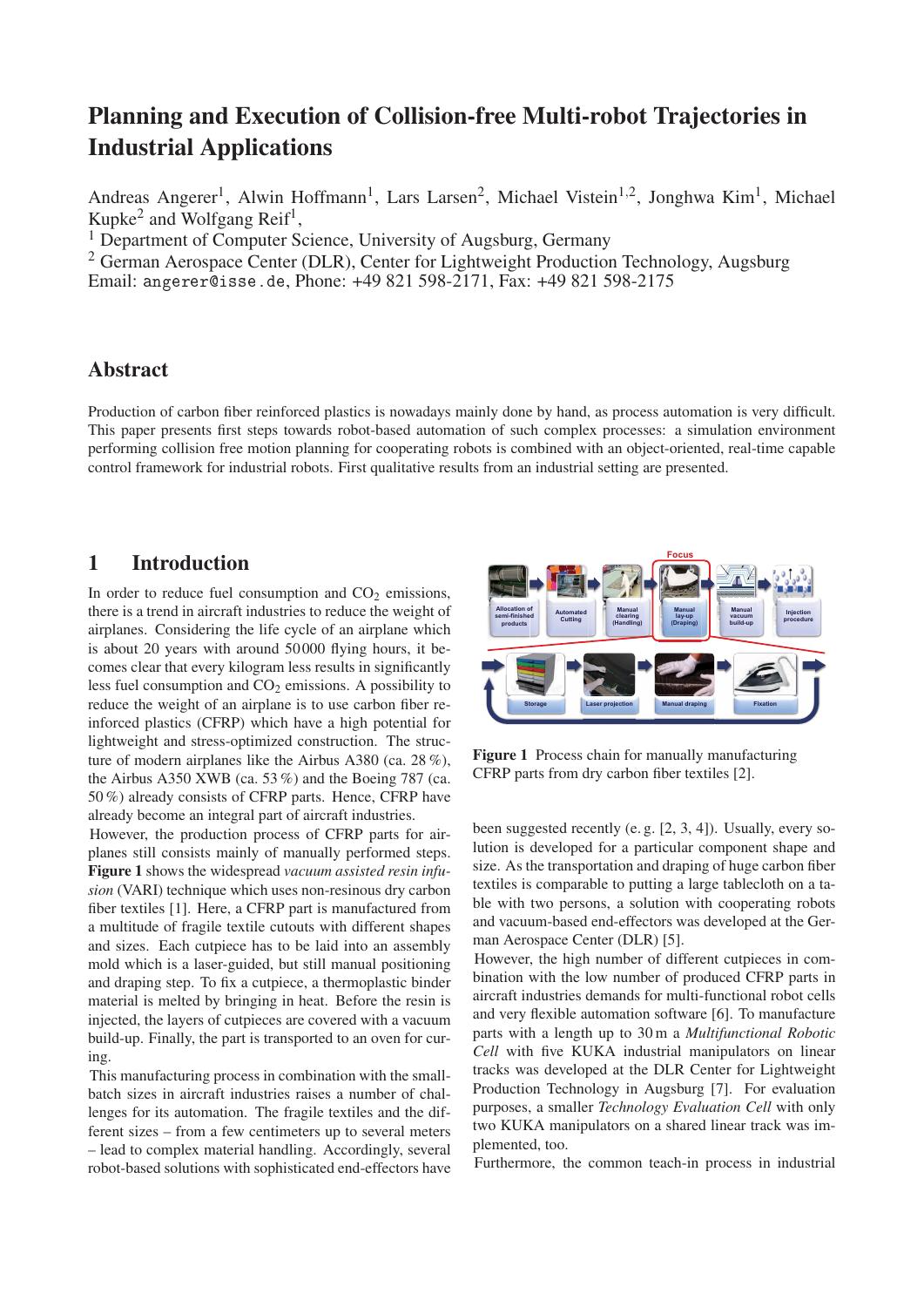# Planning and Execution of Collision-free Multi-robot Trajectories in Industrial Applications

Andreas Angerer[1], Alwin Hoffmann[1], Lars Larsen[2], Michael Vistein[1,2], Jonghwa Kim[1], Michael Kupke[2] and Wolfgang Reif[1],

[1] Department of Computer Science, University of Augsburg, Germany

[2] German Aerospace Center (DLR), Center for Lightweight Production Technology, Augsburg

Email: angerer@isse.de, Phone: +49 821 598-2171, Fax: +49 821 598-2175

## Abstract

Production of carbon fiber reinforced plastics is nowadays mainly done by hand, as process automation is very difficult. This paper presents first steps towards robot-based automation of such complex processes: a simulation environment performing collision free motion planning for cooperating robots is combined with an object-oriented, real-time capable control framework for industrial robots. First qualitative results from an industrial setting are presented.

## 1 Introduction

In order to reduce fuel consumption and $CO_2$ emissions, there is a trend in aircraft industries to reduce the weight of airplanes. Considering the life cycle of an airplane which is about 20 years with around 50 000 flying hours, it becomes clear that every kilogram less results in significantly less fuel consumption and $CO_2$ emissions. A possibility to reduce the weight of an airplane is to use carbon fiber reinforced plastics (CFRP) which have a high potential for lightweight and stress-optimized construction. The structure of modern airplanes like the Airbus A380 (ca. 28 %), the Airbus A350 XWB (ca. 53 %) and the Boeing 787 (ca. 50 %) already consists of CFRP parts. Hence, CFRP have already become an integral part of aircraft industries.

However, the production process of CFRP parts for airplanes still consists mainly of manually performed steps. **Figure 1** shows the widespread *vacuum assisted resin infusion* (VARI) technique which uses non-resinous dry carbon fiber textiles [1]. Here, a CFRP part is manufactured from a multitude of fragile textile cutouts with different shapes and sizes. Each cutpiece has to be laid into an assembly mold which is a laser-guided, but still manual positioning and draping step. To fix a cutpiece, a thermoplastic binder material is melted by bringing in heat. Before the resin is injected, the layers of cutpieces are covered with a vacuum build-up. Finally, the part is transported to an oven for curing.

This manufacturing process in combination with the small-batch sizes in aircraft industries raises a number of challenges for its automation. The fragile textiles and the different sizes – from a few centimeters up to several meters – lead to complex material handling. Accordingly, several robot-based solutions with sophisticated end-effectors have been suggested recently (e. g. [2, 3, 4]). Usually, every solution is developed for a particular component shape and size. As the transportation and draping of huge carbon fiber textiles is comparable to putting a large tablecloth on a table with two persons, a solution with cooperating robots and vacuum-based end-effectors was developed at the German Aerospace Center (DLR) [5].

**Figure 1** Process chain for manually manufacturing CFRP parts from dry carbon fiber textiles [2].

However, the high number of different cutpieces in combination with the low number of produced CFRP parts in aircraft industries demands for multi-functional robot cells and very flexible automation software [6]. To manufacture parts with a length up to 30 m a *Multifunctional Robotic Cell* with five KUKA industrial manipulators on linear tracks was developed at the DLR Center for Lightweight Production Technology in Augsburg [7]. For evaluation purposes, a smaller *Technology Evaluation Cell* with only two KUKA manipulators on a shared linear track was implemented, too.

Furthermore, the common teach-in process in industrial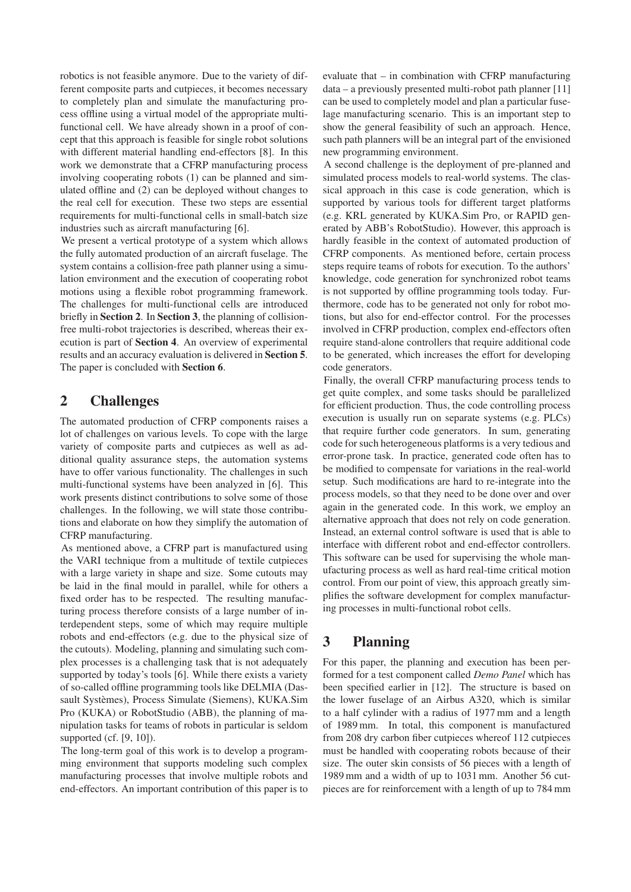robotics is not feasible anymore. Due to the variety of different composite parts and cutpieces, it becomes necessary to completely plan and simulate the manufacturing process offline using a virtual model of the appropriate multi-functional cell. We have already shown in a proof of concept that this approach is feasible for single robot solutions with different material handling end-effectors [8]. In this work we demonstrate that a CFRP manufacturing process involving cooperating robots (1) can be planned and simulated offline and (2) can be deployed without changes to the real cell for execution. These two steps are essential requirements for multi-functional cells in small-batch size industries such as aircraft manufacturing [6].

We present a vertical prototype of a system which allows the fully automated production of an aircraft fuselage. The system contains a collision-free path planner using a simulation environment and the execution of cooperating robot motions using a flexible robot programming framework. The challenges for multi-functional cells are introduced briefly in **Section 2**. In **Section 3**, the planning of collision-free multi-robot trajectories is described, whereas their execution is part of **Section 4**. An overview of experimental results and an accuracy evaluation is delivered in **Section 5**. The paper is concluded with **Section 6**.

## 2 Challenges

The automated production of CFRP components raises a lot of challenges on various levels. To cope with the large variety of composite parts and cutpieces as well as additional quality assurance steps, the automation systems have to offer various functionality. The challenges in such multi-functional systems have been analyzed in [6]. This work presents distinct contributions to solve some of those challenges. In the following, we will state those contributions and elaborate on how they simplify the automation of CFRP manufacturing.

As mentioned above, a CFRP part is manufactured using the VARI technique from a multitude of textile cutpieces with a large variety in shape and size. Some cutouts may be laid in the final mould in parallel, while for others a fixed order has to be respected. The resulting manufacturing process therefore consists of a large number of interdependent steps, some of which may require multiple robots and end-effectors (e.g. due to the physical size of the cutouts). Modeling, planning and simulating such complex processes is a challenging task that is not adequately supported by today's tools [6]. While there exists a variety of so-called offline programming tools like DELMIA (Dassault Systèmes), Process Simulate (Siemens), KUKA.Sim Pro (KUKA) or RobotStudio (ABB), the planning of manipulation tasks for teams of robots in particular is seldom supported (cf. [9, 10]).

The long-term goal of this work is to develop a programming environment that supports modeling such complex manufacturing processes that involve multiple robots and end-effectors. An important contribution of this paper is to evaluate that – in combination with CFRP manufacturing data – a previously presented multi-robot path planner [11] can be used to completely model and plan a particular fuselage manufacturing scenario. This is an important step to show the general feasibility of such an approach. Hence, such path planners will be an integral part of the envisioned new programming environment.

A second challenge is the deployment of pre-planned and simulated process models to real-world systems. The classical approach in this case is code generation, which is supported by various tools for different target platforms (e.g. KRL generated by KUKA.Sim Pro, or RAPID generated by ABB's RobotStudio). However, this approach is hardly feasible in the context of automated production of CFRP components. As mentioned before, certain process steps require teams of robots for execution. To the authors' knowledge, code generation for synchronized robot teams is not supported by offline programming tools today. Furthermore, code has to be generated not only for robot motions, but also for end-effector control. For the processes involved in CFRP production, complex end-effectors often require stand-alone controllers that require additional code to be generated, which increases the effort for developing code generators.

Finally, the overall CFRP manufacturing process tends to get quite complex, and some tasks should be parallelized for efficient production. Thus, the code controlling process execution is usually run on separate systems (e.g. PLCs) that require further code generators. In sum, generating code for such heterogeneous platforms is a very tedious and error-prone task. In practice, generated code often has to be modified to compensate for variations in the real-world setup. Such modifications are hard to re-integrate into the process models, so that they need to be done over and over again in the generated code. In this work, we employ an alternative approach that does not rely on code generation. Instead, an external control software is used that is able to interface with different robot and end-effector controllers. This software can be used for supervising the whole manufacturing process as well as hard real-time critical motion control. From our point of view, this approach greatly simplifies the software development for complex manufacturing processes in multi-functional robot cells.

## 3 Planning

For this paper, the planning and execution has been performed for a test component called *Demo Panel* which has been specified earlier in [12]. The structure is based on the lower fuselage of an Airbus A320, which is similar to a half cylinder with a radius of 1977 mm and a length of 1989 mm. In total, this component is manufactured from 208 dry carbon fiber cutpieces whereof 112 cutpieces must be handled with cooperating robots because of their size. The outer skin consists of 56 pieces with a length of 1989 mm and a width of up to 1031 mm. Another 56 cutpieces are for reinforcement with a length of up to 784 mm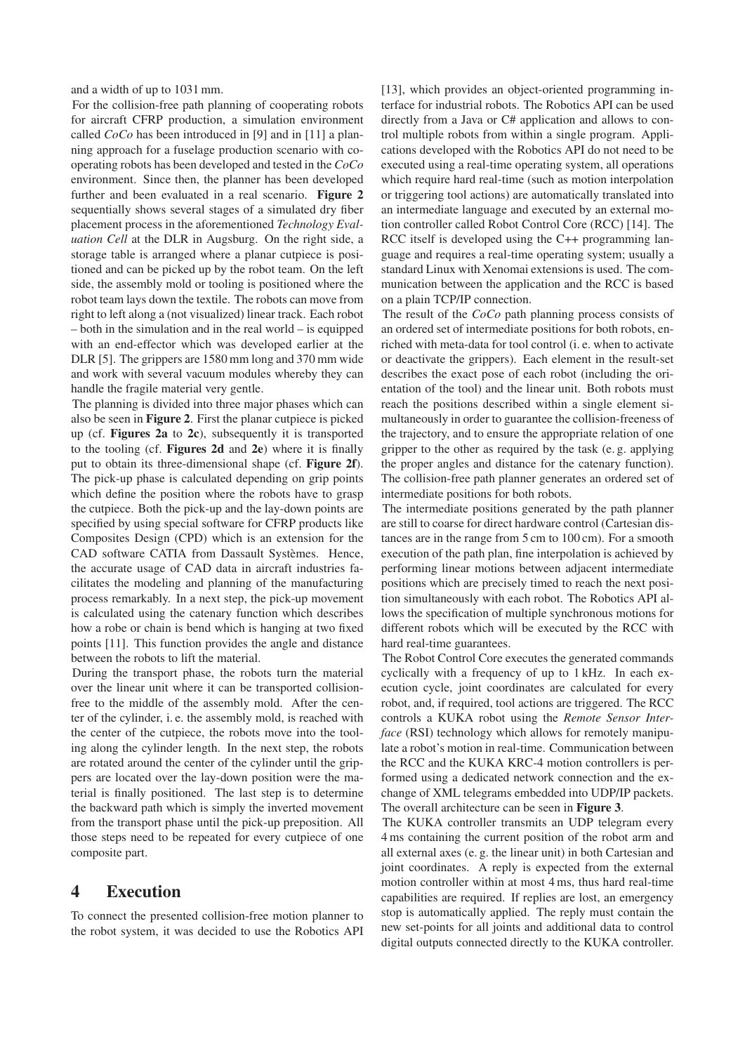and a width of up to 1031 mm.

For the collision-free path planning of cooperating robots for aircraft CFRP production, a simulation environment called *CoCo* has been introduced in [9] and in [11] a planning approach for a fuselage production scenario with cooperating robots has been developed and tested in the *CoCo* environment. Since then, the planner has been developed further and been evaluated in a real scenario. **Figure 2** sequentially shows several stages of a simulated dry fiber placement process in the aforementioned *Technology Evaluation Cell* at the DLR in Augsburg. On the right side, a storage table is arranged where a planar cutpiece is positioned and can be picked up by the robot team. On the left side, the assembly mold or tooling is positioned where the robot team lays down the textile. The robots can move from right to left along a (not visualized) linear track. Each robot – both in the simulation and in the real world – is equipped with an end-effector which was developed earlier at the DLR [5]. The grippers are 1580 mm long and 370 mm wide and work with several vacuum modules whereby they can handle the fragile material very gentle.

The planning is divided into three major phases which can also be seen in **Figure 2**. First the planar cutpiece is picked up (cf. **Figures 2a** to **2c**), subsequently it is transported to the tooling (cf. **Figures 2d** and **2e**) where it is finally put to obtain its three-dimensional shape (cf. **Figure 2f**). The pick-up phase is calculated depending on grip points which define the position where the robots have to grasp the cutpiece. Both the pick-up and the lay-down points are specified by using special software for CFRP products like Composites Design (CPD) which is an extension for the CAD software CATIA from Dassault Systèmes. Hence, the accurate usage of CAD data in aircraft industries facilitates the modeling and planning of the manufacturing process remarkably. In a next step, the pick-up movement is calculated using the catenary function which describes how a robe or chain is bend which is hanging at two fixed points [11]. This function provides the angle and distance between the robots to lift the material.

During the transport phase, the robots turn the material over the linear unit where it can be transported collision-free to the middle of the assembly mold. After the center of the cylinder, i. e. the assembly mold, is reached with the center of the cutpiece, the robots move into the tooling along the cylinder length. In the next step, the robots are rotated around the center of the cylinder until the grippers are located over the lay-down position were the material is finally positioned. The last step is to determine the backward path which is simply the inverted movement from the transport phase until the pick-up preposition. All those steps need to be repeated for every cutpiece of one composite part.

# 4 Execution

To connect the presented collision-free motion planner to the robot system, it was decided to use the Robotics API [13], which provides an object-oriented programming interface for industrial robots. The Robotics API can be used directly from a Java or C# application and allows to control multiple robots from within a single program. Applications developed with the Robotics API do not need to be executed using a real-time operating system, all operations which require hard real-time (such as motion interpolation or triggering tool actions) are automatically translated into an intermediate language and executed by an external motion controller called Robot Control Core (RCC) [14]. The RCC itself is developed using the C++ programming language and requires a real-time operating system; usually a standard Linux with Xenomai extensions is used. The communication between the application and the RCC is based on a plain TCP/IP connection.

The result of the *CoCo* path planning process consists of an ordered set of intermediate positions for both robots, enriched with meta-data for tool control (i. e. when to activate or deactivate the grippers). Each element in the result-set describes the exact pose of each robot (including the orientation of the tool) and the linear unit. Both robots must reach the positions described within a single element simultaneously in order to guarantee the collision-freeness of the trajectory, and to ensure the appropriate relation of one gripper to the other as required by the task (e. g. applying the proper angles and distance for the catenary function). The collision-free path planner generates an ordered set of intermediate positions for both robots.

The intermediate positions generated by the path planner are still to coarse for direct hardware control (Cartesian distances are in the range from 5 cm to 100 cm). For a smooth execution of the path plan, fine interpolation is achieved by performing linear motions between adjacent intermediate positions which are precisely timed to reach the next position simultaneously with each robot. The Robotics API allows the specification of multiple synchronous motions for different robots which will be executed by the RCC with hard real-time guarantees.

The Robot Control Core executes the generated commands cyclically with a frequency of up to 1 kHz. In each execution cycle, joint coordinates are calculated for every robot, and, if required, tool actions are triggered. The RCC controls a KUKA robot using the *Remote Sensor Interface* (RSI) technology which allows for remotely manipulate a robot's motion in real-time. Communication between the RCC and the KUKA KRC-4 motion controllers is performed using a dedicated network connection and the exchange of XML telegrams embedded into UDP/IP packets. The overall architecture can be seen in **Figure 3**.

The KUKA controller transmits an UDP telegram every 4 ms containing the current position of the robot arm and all external axes (e. g. the linear unit) in both Cartesian and joint coordinates. A reply is expected from the external motion controller within at most 4 ms, thus hard real-time capabilities are required. If replies are lost, an emergency stop is automatically applied. The reply must contain the new set-points for all joints and additional data to control digital outputs connected directly to the KUKA controller.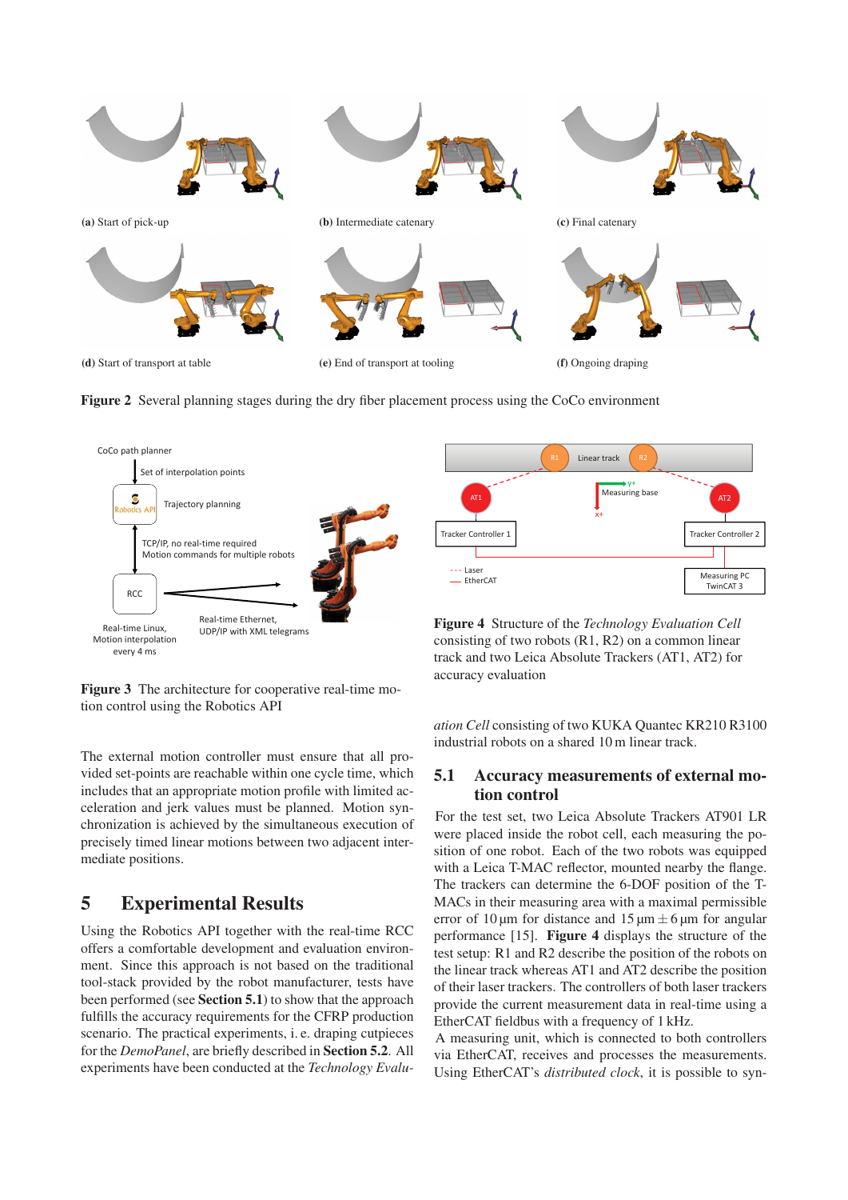(a) Start of pick-up

(b) Intermediate catenary

(c) Final catenary

(d) Start of transport at table

(e) End of transport at tooling

(f) Ongoing draping

**Figure 2** Several planning stages during the dry fiber placement process using the CoCo environment

**Figure 3** The architecture for cooperative real-time motion control using the Robotics API

**Figure 4** Structure of the *Technology Evaluation Cell* consisting of two robots (R1, R2) on a common linear track and two Leica Absolute Trackers (AT1, AT2) for accuracy evaluation

The external motion controller must ensure that all provided set-points are reachable within one cycle time, which includes that an appropriate motion profile with limited acceleration and jerk values must be planned. Motion synchronization is achieved by the simultaneous execution of precisely timed linear motions between two adjacent intermediate positions.

# 5 Experimental Results

Using the Robotics API together with the real-time RCC offers a comfortable development and evaluation environment. Since this approach is not based on the traditional tool-stack provided by the robot manufacturer, tests have been performed (see **Section 5.1**) to show that the approach fulfills the accuracy requirements for the CFRP production scenario. The practical experiments, i. e. draping cutpieces for the *DemoPanel*, are briefly described in **Section 5.2**. All experiments have been conducted at the *Technology Evaluation Cell* consisting of two KUKA Quantec KR210 R3100 industrial robots on a shared 10 m linear track.

## 5.1 Accuracy measurements of external motion control

For the test set, two Leica Absolute Trackers AT901 LR were placed inside the robot cell, each measuring the position of one robot. Each of the two robots was equipped with a Leica T-MAC reflector, mounted nearby the flange. The trackers can determine the 6-DOF position of the T-MACs in their measuring area with a maximal permissible error of 10 µm for distance and 15 µm $\pm$ 6 µm for angular performance [15]. **Figure 4** displays the structure of the test setup: R1 and R2 describe the position of the robots on the linear track whereas AT1 and AT2 describe the position of their laser trackers. The controllers of both laser trackers provide the current measurement data in real-time using a EtherCAT fieldbus with a frequency of 1 kHz.

A measuring unit, which is connected to both controllers via EtherCAT, receives and processes the measurements. Using EtherCAT's *distributed clock*, it is possible to syn-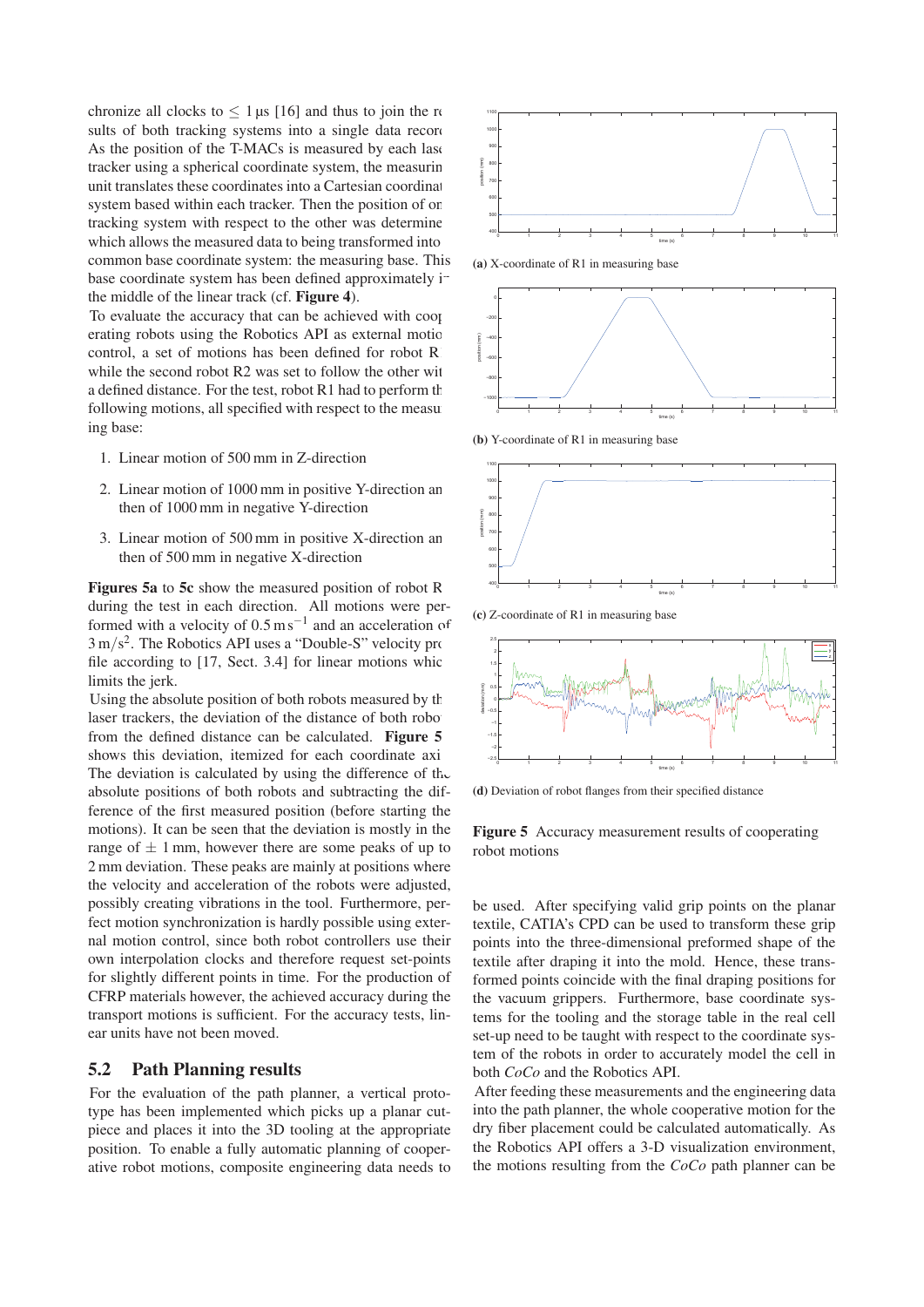chronize all clocks to $\leq 1\,\mu s$ [16] and thus to join the results of both tracking systems into a single data record. As the position of the T-MACs is measured by each laser tracker using a spherical coordinate system, the measuring unit translates these coordinates into a Cartesian coordinate system based within each tracker. Then the position of one tracking system with respect to the other was determined which allows the measured data to being transformed into a common base coordinate system: the measuring base. This base coordinate system has been defined approximately in the middle of the linear track (cf. **Figure 4**).

To evaluate the accuracy that can be achieved with cooperating robots using the Robotics API as external motion control, a set of motions has been defined for robot R1 while the second robot R2 was set to follow the other with a defined distance. For the test, robot R1 had to perform the following motions, all specified with respect to the measuring base:

1. Linear motion of 500 mm in Z-direction
2. Linear motion of 1000 mm in positive Y-direction and then of 1000 mm in negative Y-direction
3. Linear motion of 500 mm in positive X-direction and then of 500 mm in negative X-direction

**Figures 5a** to **5c** show the measured position of robot R1 during the test in each direction. All motions were performed with a velocity of $0.5\,\mathrm{m\,s^{-1}}$ and an acceleration of $3\,\mathrm{m/s^2}$. The Robotics API uses a "Double-S" velocity profile according to [17, Sect. 3.4] for linear motions which limits the jerk.

Using the absolute position of both robots measured by the laser trackers, the deviation of the distance of both robots from the defined distance can be calculated. **Figure 5** shows this deviation, itemized for each coordinate axis. The deviation is calculated by using the difference of the absolute positions of both robots and subtracting the difference of the first measured position (before starting the motions). It can be seen that the deviation is mostly in the range of $\pm$ 1 mm, however there are some peaks of up to 2 mm deviation. These peaks are mainly at positions where the velocity and acceleration of the robots were adjusted, possibly creating vibrations in the tool. Furthermore, perfect motion synchronization is hardly possible using external motion control, since both robot controllers use their own interpolation clocks and therefore request set-points for slightly different points in time. For the production of CFRP materials however, the achieved accuracy during the transport motions is sufficient. For the accuracy tests, linear units have not been moved.

**(a)** X-coordinate of R1 in measuring base

**(b)** Y-coordinate of R1 in measuring base

**(c)** Z-coordinate of R1 in measuring base

**(d)** Deviation of robot flanges from their specified distance

**Figure 5** Accuracy measurement results of cooperating robot motions

## 5.2 Path Planning results

For the evaluation of the path planner, a vertical prototype has been implemented which picks up a planar cut-piece and places it into the 3D tooling at the appropriate position. To enable a fully automatic planning of cooperative robot motions, composite engineering data needs to be used. After specifying valid grip points on the planar textile, CATIA's CPD can be used to transform these grip points into the three-dimensional preformed shape of the textile after draping it into the mold. Hence, these transformed points coincide with the final draping positions for the vacuum grippers. Furthermore, base coordinate systems for the tooling and the storage table in the real cell set-up need to be taught with respect to the coordinate system of the robots in order to accurately model the cell in both *CoCo* and the Robotics API.

After feeding these measurements and the engineering data into the path planner, the whole cooperative motion for the dry fiber placement could be calculated automatically. As the Robotics API offers a 3-D visualization environment, the motions resulting from the *CoCo* path planner can be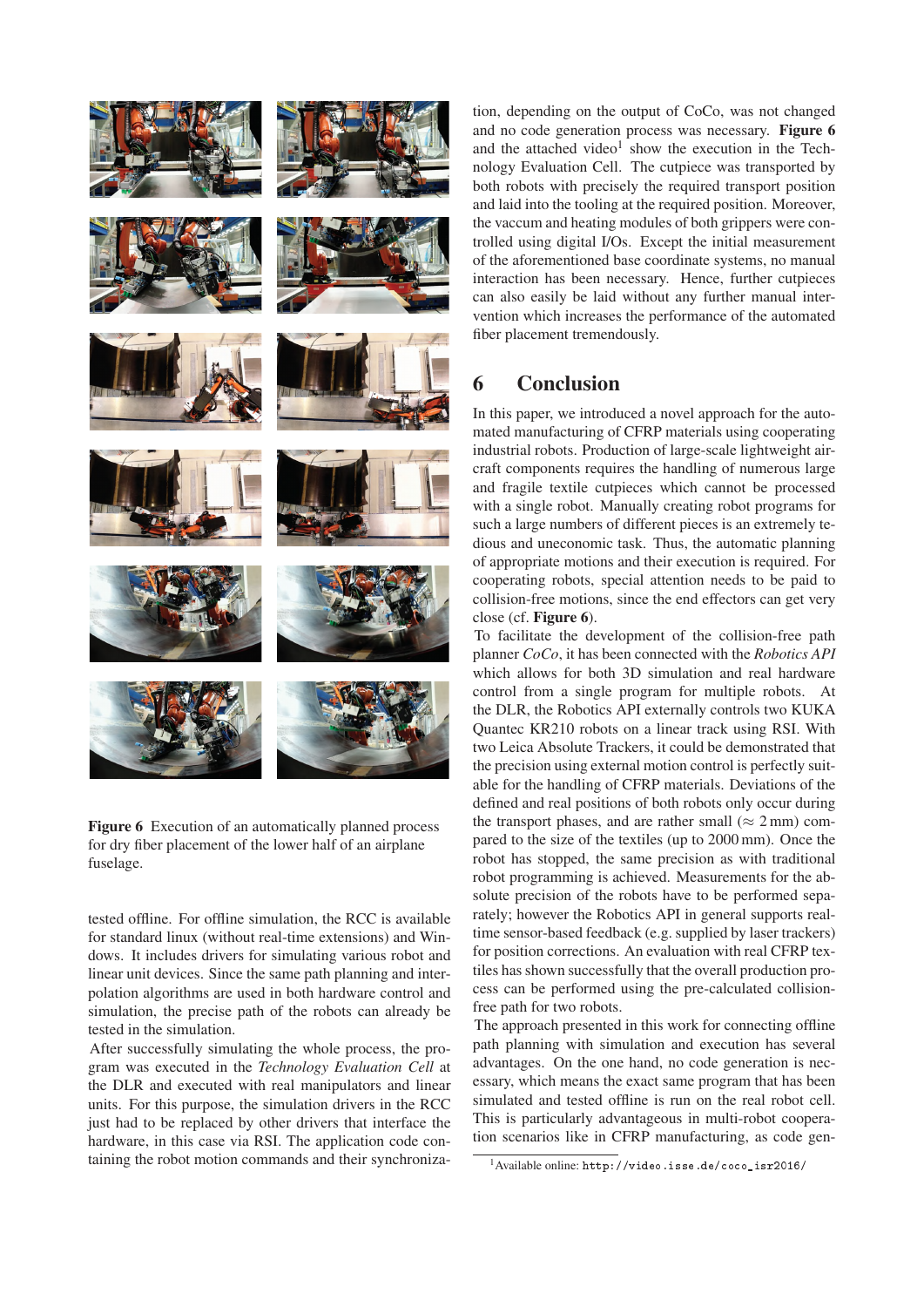Figure 6 Execution of an automatically planned process for dry fiber placement of the lower half of an airplane fuselage.

tested offline. For offline simulation, the RCC is available for standard linux (without real-time extensions) and Windows. It includes drivers for simulating various robot and linear unit devices. Since the same path planning and interpolation algorithms are used in both hardware control and simulation, the precise path of the robots can already be tested in the simulation.

After successfully simulating the whole process, the program was executed in the *Technology Evaluation Cell* at the DLR and executed with real manipulators and linear units. For this purpose, the simulation drivers in the RCC just had to be replaced by other drivers that interface the hardware, in this case via RSI. The application code containing the robot motion commands and their synchronization, depending on the output of CoCo, was not changed and no code generation process was necessary. **Figure 6** and the attached video[1] show the execution in the Technology Evaluation Cell. The cutpiece was transported by both robots with precisely the required transport position and laid into the tooling at the required position. Moreover, the vaccum and heating modules of both grippers were controlled using digital I/Os. Except the initial measurement of the aforementioned base coordinate systems, no manual interaction has been necessary. Hence, further cutpieces can also easily be laid without any further manual intervention which increases the performance of the automated fiber placement tremendously.

## 6 Conclusion

In this paper, we introduced a novel approach for the automated manufacturing of CFRP materials using cooperating industrial robots. Production of large-scale lightweight aircraft components requires the handling of numerous large and fragile textile cutpieces which cannot be processed with a single robot. Manually creating robot programs for such a large numbers of different pieces is an extremely tedious and uneconomic task. Thus, the automatic planning of appropriate motions and their execution is required. For cooperating robots, special attention needs to be paid to collision-free motions, since the end effectors can get very close (cf. **Figure 6**).

To facilitate the development of the collision-free path planner *CoCo*, it has been connected with the *Robotics API* which allows for both 3D simulation and real hardware control from a single program for multiple robots. At the DLR, the Robotics API externally controls two KUKA Quantec KR210 robots on a linear track using RSI. With two Leica Absolute Trackers, it could be demonstrated that the precision using external motion control is perfectly suitable for the handling of CFRP materials. Deviations of the defined and real positions of both robots only occur during the transport phases, and are rather small ($\approx 2$ mm) compared to the size of the textiles (up to 2000 mm). Once the robot has stopped, the same precision as with traditional robot programming is achieved. Measurements for the absolute precision of the robots have to be performed separately; however the Robotics API in general supports real-time sensor-based feedback (e.g. supplied by laser trackers) for position corrections. An evaluation with real CFRP textiles has shown successfully that the overall production process can be performed using the pre-calculated collision-free path for two robots.

The approach presented in this work for connecting offline path planning with simulation and execution has several advantages. On the one hand, no code generation is necessary, which means the exact same program that has been simulated and tested offline is run on the real robot cell. This is particularly advantageous in multi-robot cooperation scenarios like in CFRP manufacturing, as code gen-

[1] Available online: `http://video.isse.de/coco_isr2016/`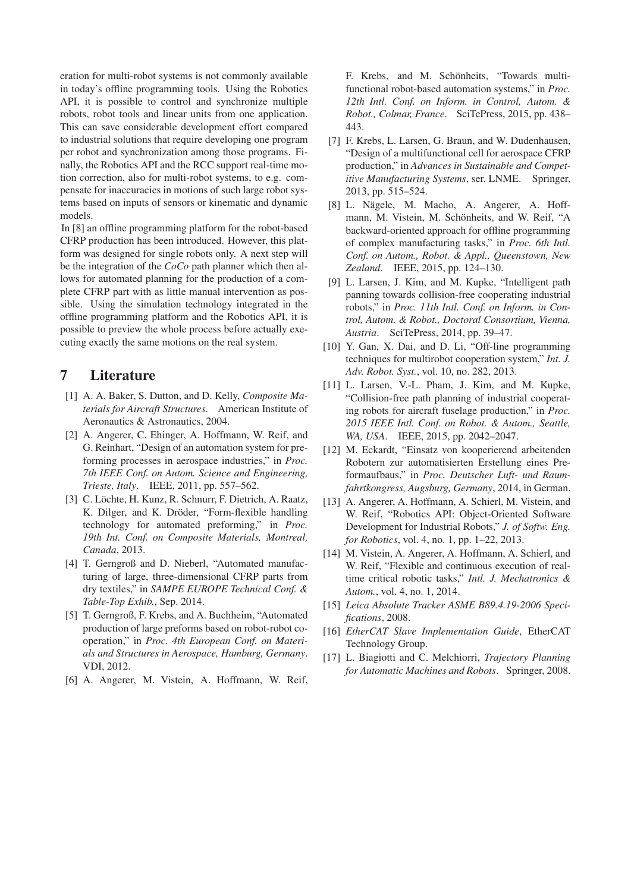eration for multi-robot systems is not commonly available in today's offline programming tools. Using the Robotics API, it is possible to control and synchronize multiple robots, robot tools and linear units from one application. This can save considerable development effort compared to industrial solutions that require developing one program per robot and synchronization among those programs. Finally, the Robotics API and the RCC support real-time motion correction, also for multi-robot systems, to e.g. compensate for inaccuracies in motions of such large robot systems based on inputs of sensors or kinematic and dynamic models.

In [8] an offline programming platform for the robot-based CFRP production has been introduced. However, this platform was designed for single robots only. A next step will be the integration of the *CoCo* path planner which then allows for automated planning for the production of a complete CFRP part with as little manual intervention as possible. Using the simulation technology integrated in the offline programming platform and the Robotics API, it is possible to preview the whole process before actually executing exactly the same motions on the real system.

# 7 Literature

[1] A. A. Baker, S. Dutton, and D. Kelly, *Composite Materials for Aircraft Structures*. American Institute of Aeronautics & Astronautics, 2004.

[2] A. Angerer, C. Ehinger, A. Hoffmann, W. Reif, and G. Reinhart, "Design of an automation system for preforming processes in aerospace industries," in *Proc. 7th IEEE Conf. on Autom. Science and Engineering, Trieste, Italy*. IEEE, 2011, pp. 557–562.

[3] C. Löchte, H. Kunz, R. Schnurr, F. Dietrich, A. Raatz, K. Dilger, and K. Dröder, "Form-flexible handling technology for automated preforming," in *Proc. 19th Int. Conf. on Composite Materials, Montreal, Canada*, 2013.

[4] T. Gerngroß and D. Nieberl, "Automated manufacturing of large, three-dimensional CFRP parts from dry textiles," in *SAMPE EUROPE Technical Conf. & Table-Top Exhib.*, Sep. 2014.

[5] T. Gerngroß, F. Krebs, and A. Buchheim, "Automated production of large preforms based on robot-robot cooperation," in *Proc. 4th European Conf. on Materials and Structures in Aerospace, Hamburg, Germany*. VDI, 2012.

[6] A. Angerer, M. Vistein, A. Hoffmann, W. Reif, F. Krebs, and M. Schönheits, "Towards multi-functional robot-based automation systems," in *Proc. 12th Intl. Conf. on Inform. in Control, Autom. & Robot., Colmar, France*. SciTePress, 2015, pp. 438–443.

[7] F. Krebs, L. Larsen, G. Braun, and W. Dudenhausen, "Design of a multifunctional cell for aerospace CFRP production," in *Advances in Sustainable and Competitive Manufacturing Systems*, ser. LNME. Springer, 2013, pp. 515–524.

[8] L. Nägele, M. Macho, A. Angerer, A. Hoffmann, M. Vistein, M. Schönheits, and W. Reif, "A backward-oriented approach for offline programming of complex manufacturing tasks," in *Proc. 6th Intl. Conf. on Autom., Robot. & Appl., Queenstown, New Zealand*. IEEE, 2015, pp. 124–130.

[9] L. Larsen, J. Kim, and M. Kupke, "Intelligent path panning towards collision-free cooperating industrial robots," in *Proc. 11th Intl. Conf. on Inform. in Control, Autom. & Robot., Doctoral Consortium, Vienna, Austria*. SciTePress, 2014, pp. 39–47.

[10] Y. Gan, X. Dai, and D. Li, "Off-line programming techniques for multirobot cooperation system," *Int. J. Adv. Robot. Syst.*, vol. 10, no. 282, 2013.

[11] L. Larsen, V.-L. Pham, J. Kim, and M. Kupke, "Collision-free path planning of industrial cooperating robots for aircraft fuselage production," in *Proc. 2015 IEEE Intl. Conf. on Robot. & Autom., Seattle, WA, USA*. IEEE, 2015, pp. 2042–2047.

[12] M. Eckardt, "Einsatz von kooperierend arbeitenden Robotern zur automatisierten Erstellung eines Preformaufbaus," in *Proc. Deutscher Luft- und Raumfahrtkongress, Augsburg, Germany*, 2014, in German.

[13] A. Angerer, A. Hoffmann, A. Schierl, M. Vistein, and W. Reif, "Robotics API: Object-Oriented Software Development for Industrial Robots," *J. of Softw. Eng. for Robotics*, vol. 4, no. 1, pp. 1–22, 2013.

[14] M. Vistein, A. Angerer, A. Hoffmann, A. Schierl, and W. Reif, "Flexible and continuous execution of real-time critical robotic tasks," *Intl. J. Mechatronics & Autom.*, vol. 4, no. 1, 2014.

[15] *Leica Absolute Tracker ASME B89.4.19-2006 Specifications*, 2008.

[16] *EtherCAT Slave Implementation Guide*, EtherCAT Technology Group.

[17] L. Biagiotti and C. Melchiorri, *Trajectory Planning for Automatic Machines and Robots*. Springer, 2008.